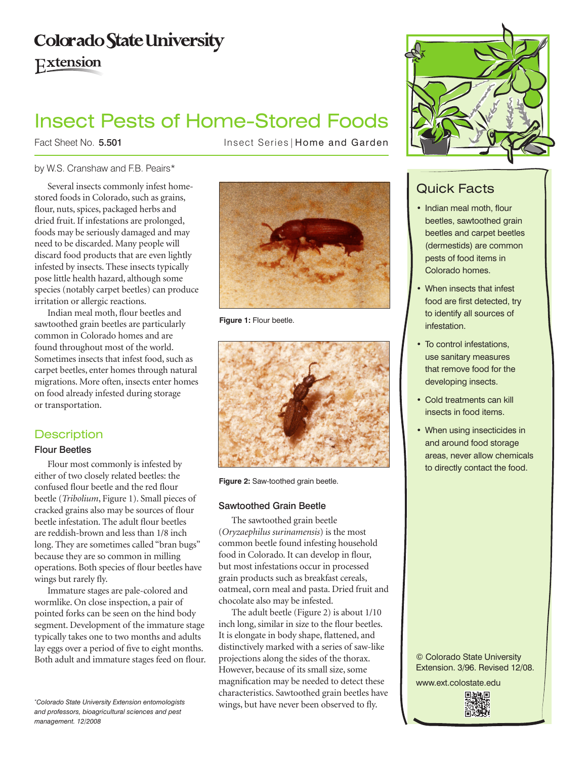Colorado State University

Extension

# Insect Pests of Home-Stored Foods

Fact Sheet No. **5.501** | Insect Series | Home and Garden

by W.S. Cranshaw and F.B. Peairs*

Several insects commonly infest home-stored foods in Colorado, such as grains, flour, nuts, spices, packaged herbs and dried fruit. If infestations are prolonged, foods may be seriously damaged and may need to be discarded. Many people will discard food products that are even lightly infested by insects. These insects typically pose little health hazard, although some species (notably carpet beetles) can produce irritation or allergic reactions.

Indian meal moth, flour beetles and sawtoothed grain beetles are particularly common in Colorado homes and are found throughout most of the world. Sometimes insects that infest food, such as carpet beetles, enter homes through natural migrations. More often, insects enter homes on food already infested during storage or transportation.

## Description

### Flour Beetles

Flour most commonly is infested by either of two closely related beetles: the confused flour beetle and the red flour beetle (*Tribolium*, Figure 1). Small pieces of cracked grains also may be sources of flour beetle infestation. The adult flour beetles are reddish-brown and less than 1/8 inch long. They are sometimes called "bran bugs" because they are so common in milling operations. Both species of flour beetles have wings but rarely fly.

Immature stages are pale-colored and wormlike. On close inspection, a pair of pointed forks can be seen on the hind body segment. Development of the immature stage typically takes one to two months and adults lay eggs over a period of five to eight months. Both adult and immature stages feed on flour.

**Figure 1:** Flour beetle.

**Figure 2:** Saw-toothed grain beetle.

### Sawtoothed Grain Beetle

The sawtoothed grain beetle (*Oryzaephilus surinamensis*) is the most common beetle found infesting household food in Colorado. It can develop in flour, but most infestations occur in processed grain products such as breakfast cereals, oatmeal, corn meal and pasta. Dried fruit and chocolate also may be infested.

The adult beetle (Figure 2) is about 1/10 inch long, similar in size to the flour beetles. It is elongate in body shape, flattened, and distinctively marked with a series of saw-like projections along the sides of the thorax. However, because of its small size, some magnification may be needed to detect these characteristics. Sawtoothed grain beetles have wings, but have never been observed to fly.

*Colorado State University Extension entomologists and professors, bioagricultural sciences and pest management. 12/2008

## Quick Facts

- Indian meal moth, flour beetles, sawtoothed grain beetles and carpet beetles (dermestids) are common pests of food items in Colorado homes.
- When insects that infest food are first detected, try to identify all sources of infestation.
- To control infestations, use sanitary measures that remove food for the developing insects.
- Cold treatments can kill insects in food items.
- When using insecticides in and around food storage areas, never allow chemicals to directly contact the food.

© Colorado State University Extension. 3/96. Revised 12/08.

www.ext.colostate.edu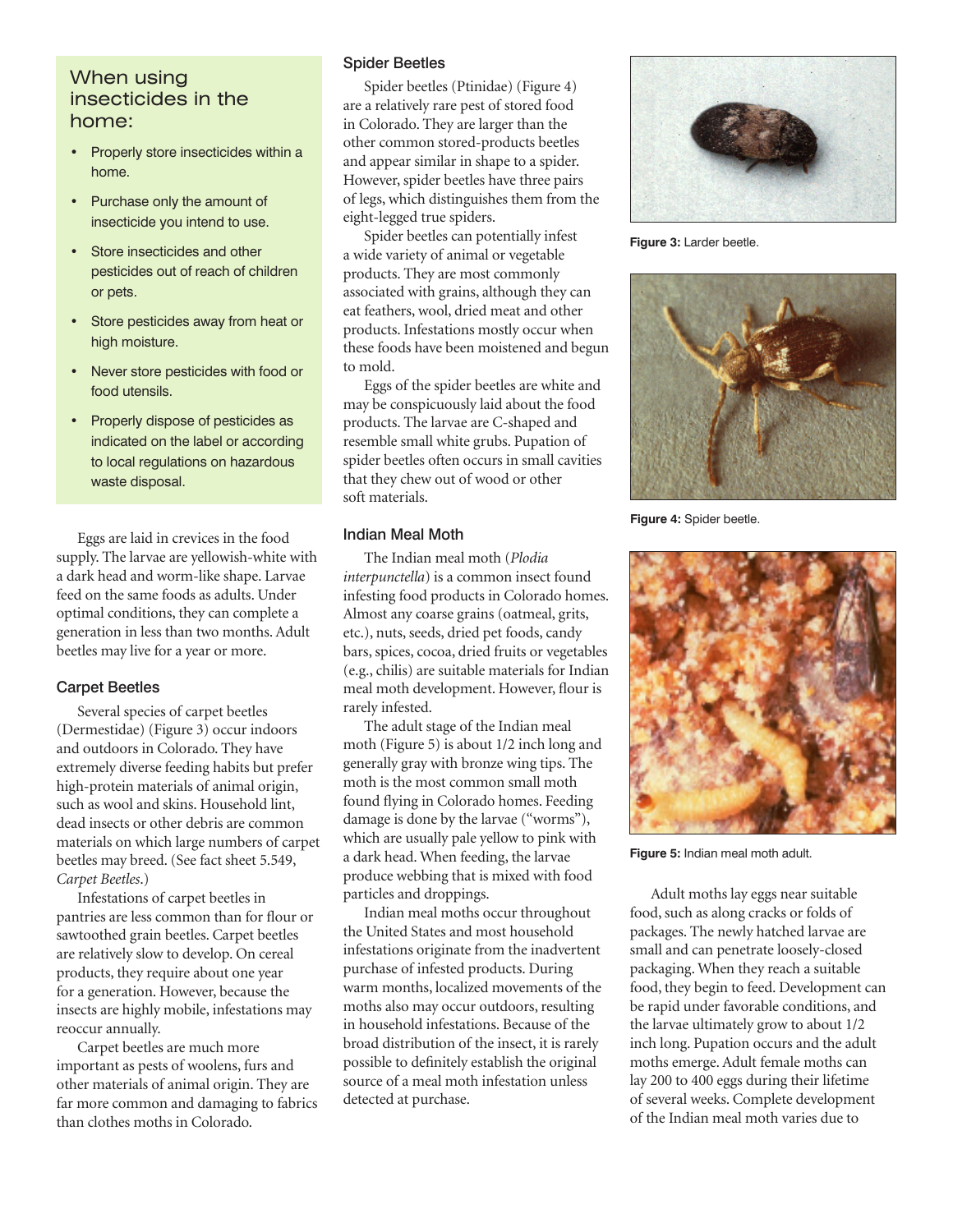## When using insecticides in the home:

- Properly store insecticides within a home.
- Purchase only the amount of insecticide you intend to use.
- Store insecticides and other pesticides out of reach of children or pets.
- Store pesticides away from heat or high moisture.
- Never store pesticides with food or food utensils.
- Properly dispose of pesticides as indicated on the label or according to local regulations on hazardous waste disposal.

Eggs are laid in crevices in the food supply. The larvae are yellowish-white with a dark head and worm-like shape. Larvae feed on the same foods as adults. Under optimal conditions, they can complete a generation in less than two months. Adult beetles may live for a year or more.

### Carpet Beetles

Several species of carpet beetles (Dermestidae) (Figure 3) occur indoors and outdoors in Colorado. They have extremely diverse feeding habits but prefer high-protein materials of animal origin, such as wool and skins. Household lint, dead insects or other debris are common materials on which large numbers of carpet beetles may breed. (See fact sheet 5.549, *Carpet Beetles*.)

Infestations of carpet beetles in pantries are less common than for flour or sawtoothed grain beetles. Carpet beetles are relatively slow to develop. On cereal products, they require about one year for a generation. However, because the insects are highly mobile, infestations may reoccur annually.

Carpet beetles are much more important as pests of woolens, furs and other materials of animal origin. They are far more common and damaging to fabrics than clothes moths in Colorado.

### Spider Beetles

Spider beetles (Ptinidae) (Figure 4) are a relatively rare pest of stored food in Colorado. They are larger than the other common stored-products beetles and appear similar in shape to a spider. However, spider beetles have three pairs of legs, which distinguishes them from the eight-legged true spiders.

Spider beetles can potentially infest a wide variety of animal or vegetable products. They are most commonly associated with grains, although they can eat feathers, wool, dried meat and other products. Infestations mostly occur when these foods have been moistened and begun to mold.

Eggs of the spider beetles are white and may be conspicuously laid about the food products. The larvae are C-shaped and resemble small white grubs. Pupation of spider beetles often occurs in small cavities that they chew out of wood or other soft materials.

### Indian Meal Moth

The Indian meal moth (*Plodia interpunctella*) is a common insect found infesting food products in Colorado homes. Almost any coarse grains (oatmeal, grits, etc.), nuts, seeds, dried pet foods, candy bars, spices, cocoa, dried fruits or vegetables (e.g., chilis) are suitable materials for Indian meal moth development. However, flour is rarely infested.

The adult stage of the Indian meal moth (Figure 5) is about 1/2 inch long and generally gray with bronze wing tips. The moth is the most common small moth found flying in Colorado homes. Feeding damage is done by the larvae ("worms"), which are usually pale yellow to pink with a dark head. When feeding, the larvae produce webbing that is mixed with food particles and droppings.

Indian meal moths occur throughout the United States and most household infestations originate from the inadvertent purchase of infested products. During warm months, localized movements of the moths also may occur outdoors, resulting in household infestations. Because of the broad distribution of the insect, it is rarely possible to definitely establish the original source of a meal moth infestation unless detected at purchase.

**Figure 3:** Larder beetle.

**Figure 4:** Spider beetle.

**Figure 5:** Indian meal moth adult.

Adult moths lay eggs near suitable food, such as along cracks or folds of packages. The newly hatched larvae are small and can penetrate loosely-closed packaging. When they reach a suitable food, they begin to feed. Development can be rapid under favorable conditions, and the larvae ultimately grow to about 1/2 inch long. Pupation occurs and the adult moths emerge. Adult female moths can lay 200 to 400 eggs during their lifetime of several weeks. Complete development of the Indian meal moth varies due to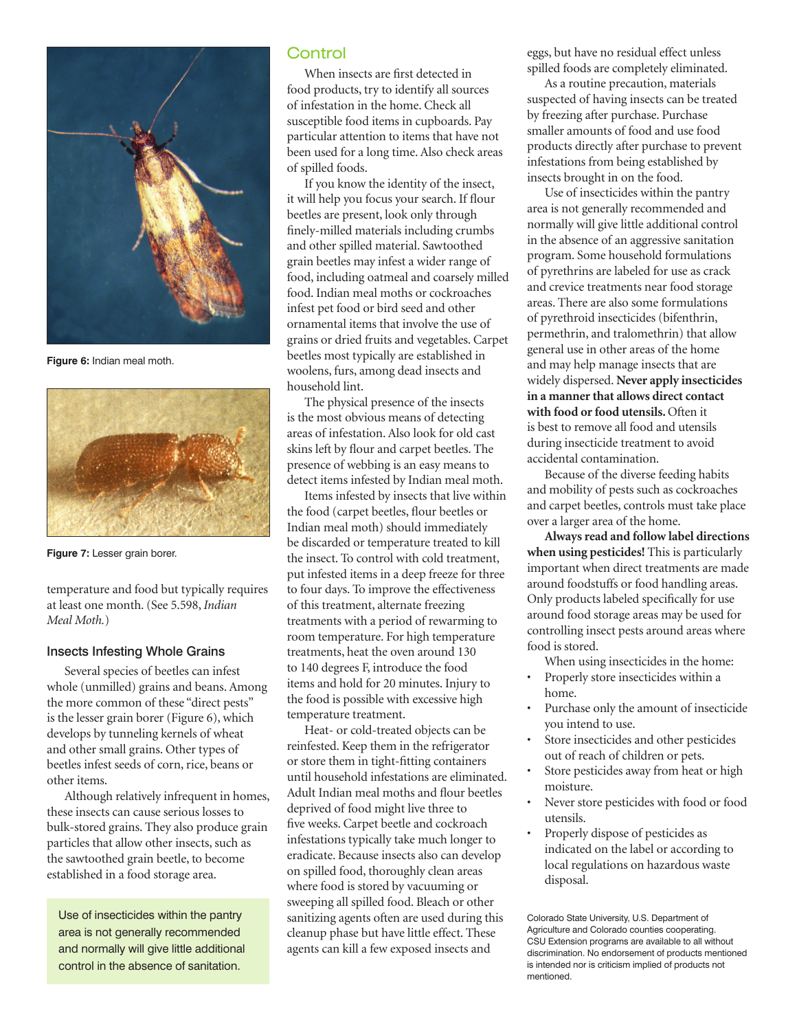Figure 6: Indian meal moth.

Figure 7: Lesser grain borer.

temperature and food but typically requires at least one month. (See 5.598, *Indian Meal Moth.*)

### Insects Infesting Whole Grains

Several species of beetles can infest whole (unmilled) grains and beans. Among the more common of these "direct pests" is the lesser grain borer (Figure 6), which develops by tunneling kernels of wheat and other small grains. Other types of beetles infest seeds of corn, rice, beans or other items.

Although relatively infrequent in homes, these insects can cause serious losses to bulk-stored grains. They also produce grain particles that allow other insects, such as the sawtoothed grain beetle, to become established in a food storage area.

> Use of insecticides within the pantry area is not generally recommended and normally will give little additional control in the absence of sanitation.

## Control

When insects are first detected in food products, try to identify all sources of infestation in the home. Check all susceptible food items in cupboards. Pay particular attention to items that have not been used for a long time. Also check areas of spilled foods.

If you know the identity of the insect, it will help you focus your search. If flour beetles are present, look only through finely-milled materials including crumbs and other spilled material. Sawtoothed grain beetles may infest a wider range of food, including oatmeal and coarsely milled food. Indian meal moths or cockroaches infest pet food or bird seed and other ornamental items that involve the use of grains or dried fruits and vegetables. Carpet beetles most typically are established in woolens, furs, among dead insects and household lint.

The physical presence of the insects is the most obvious means of detecting areas of infestation. Also look for old cast skins left by flour and carpet beetles. The presence of webbing is an easy means to detect items infested by Indian meal moth.

Items infested by insects that live within the food (carpet beetles, flour beetles or Indian meal moth) should immediately be discarded or temperature treated to kill the insect. To control with cold treatment, put infested items in a deep freeze for three to four days. To improve the effectiveness of this treatment, alternate freezing treatments with a period of rewarming to room temperature. For high temperature treatments, heat the oven around 130 to 140 degrees F, introduce the food items and hold for 20 minutes. Injury to the food is possible with excessive high temperature treatment.

Heat- or cold-treated objects can be reinfested. Keep them in the refrigerator or store them in tight-fitting containers until household infestations are eliminated. Adult Indian meal moths and flour beetles deprived of food might live three to five weeks. Carpet beetle and cockroach infestations typically take much longer to eradicate. Because insects also can develop on spilled food, thoroughly clean areas where food is stored by vacuuming or sweeping all spilled food. Bleach or other sanitizing agents often are used during this cleanup phase but have little effect. These agents can kill a few exposed insects and eggs, but have no residual effect unless spilled foods are completely eliminated.

As a routine precaution, materials suspected of having insects can be treated by freezing after purchase. Purchase smaller amounts of food and use food products directly after purchase to prevent infestations from being established by insects brought in on the food.

Use of insecticides within the pantry area is not generally recommended and normally will give little additional control in the absence of an aggressive sanitation program. Some household formulations of pyrethrins are labeled for use as crack and crevice treatments near food storage areas. There are also some formulations of pyrethroid insecticides (bifenthrin, permethrin, and tralomethrin) that allow general use in other areas of the home and may help manage insects that are widely dispersed. **Never apply insecticides in a manner that allows direct contact with food or food utensils.** Often it is best to remove all food and utensils during insecticide treatment to avoid accidental contamination.

Because of the diverse feeding habits and mobility of pests such as cockroaches and carpet beetles, controls must take place over a larger area of the home.

**Always read and follow label directions when using pesticides!** This is particularly important when direct treatments are made around foodstuffs or food handling areas. Only products labeled specifically for use around food storage areas may be used for controlling insect pests around areas where food is stored.

When using insecticides in the home:

- Properly store insecticides within a home.
- Purchase only the amount of insecticide you intend to use.
- Store insecticides and other pesticides out of reach of children or pets.
- Store pesticides away from heat or high moisture.
- Never store pesticides with food or food utensils.
- Properly dispose of pesticides as indicated on the label or according to local regulations on hazardous waste disposal.

Colorado State University, U.S. Department of Agriculture and Colorado counties cooperating. CSU Extension programs are available to all without discrimination. No endorsement of products mentioned is intended nor is criticism implied of products not mentioned.